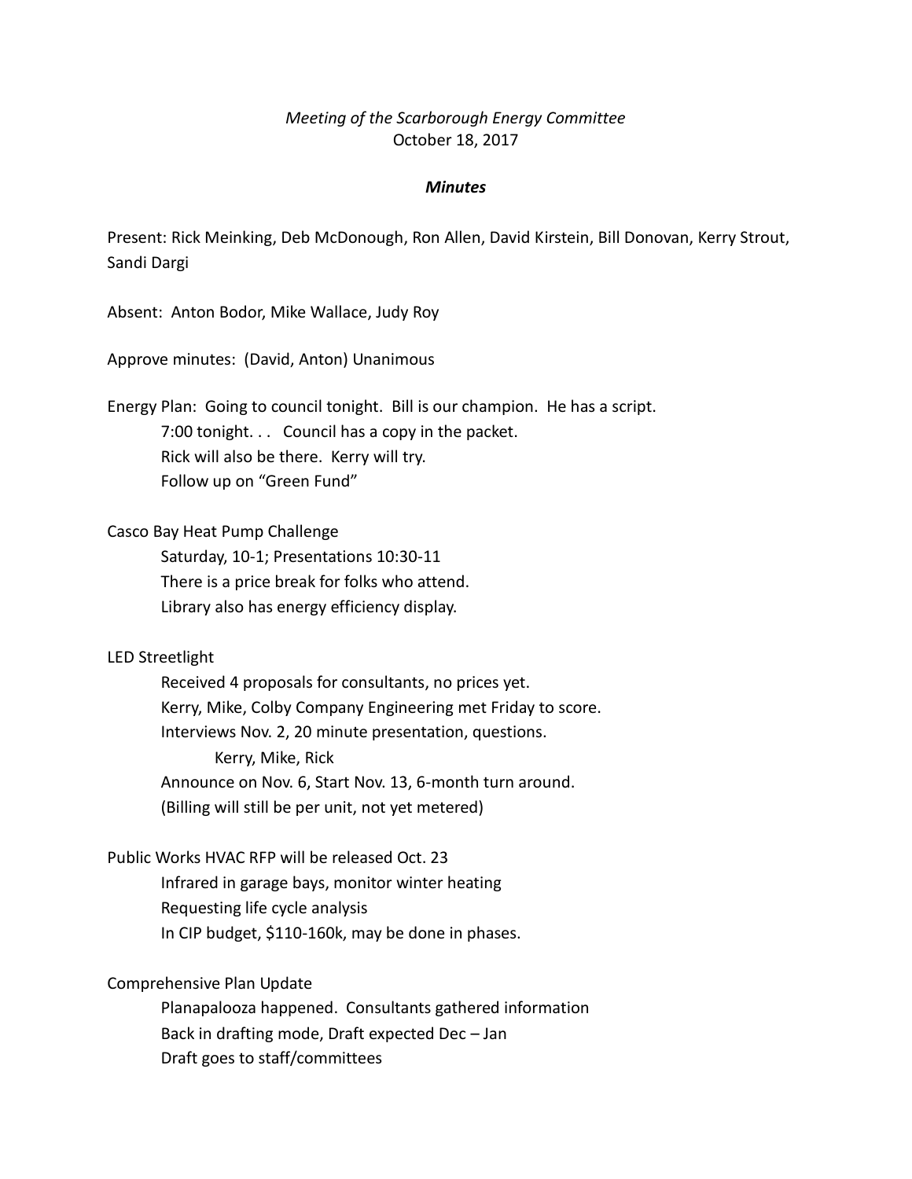*Meeting of the Scarborough Energy Committee*
October 18, 2017

***Minutes***

Present: Rick Meinking, Deb McDonough, Ron Allen, David Kirstein, Bill Donovan, Kerry Strout, Sandi Dargi

Absent: Anton Bodor, Mike Wallace, Judy Roy

Approve minutes: (David, Anton) Unanimous

Energy Plan: Going to council tonight. Bill is our champion. He has a script.
- 7:00 tonight. . . Council has a copy in the packet.
- Rick will also be there. Kerry will try.
- Follow up on "Green Fund"

Casco Bay Heat Pump Challenge
- Saturday, 10-1; Presentations 10:30-11
- There is a price break for folks who attend.
- Library also has energy efficiency display.

LED Streetlight
- Received 4 proposals for consultants, no prices yet.
- Kerry, Mike, Colby Company Engineering met Friday to score.
- Interviews Nov. 2, 20 minute presentation, questions.
  - Kerry, Mike, Rick
- Announce on Nov. 6, Start Nov. 13, 6-month turn around.
- (Billing will still be per unit, not yet metered)

Public Works HVAC RFP will be released Oct. 23
- Infrared in garage bays, monitor winter heating
- Requesting life cycle analysis
- In CIP budget, $110-160k, may be done in phases.

Comprehensive Plan Update
- Planapalooza happened. Consultants gathered information
- Back in drafting mode, Draft expected Dec – Jan
- Draft goes to staff/committees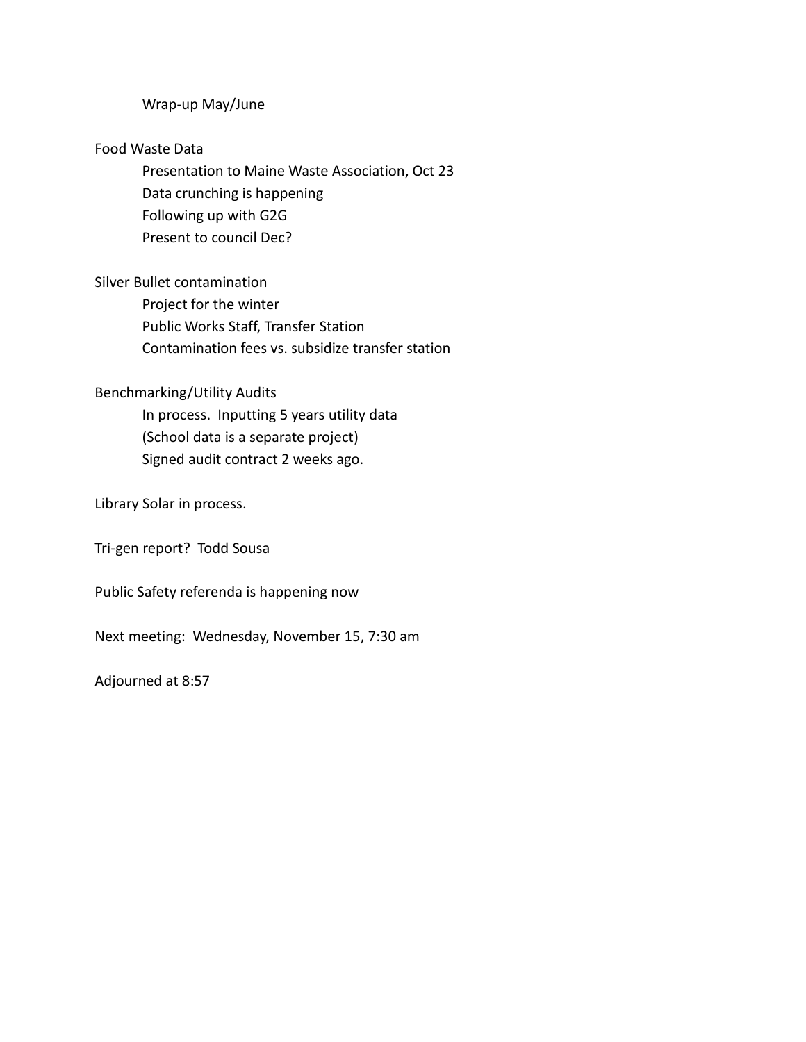Wrap-up May/June

Food Waste Data

- Presentation to Maine Waste Association, Oct 23
- Data crunching is happening
- Following up with G2G
- Present to council Dec?

Silver Bullet contamination

- Project for the winter
- Public Works Staff, Transfer Station
- Contamination fees vs. subsidize transfer station

Benchmarking/Utility Audits

- In process. Inputting 5 years utility data
- (School data is a separate project)
- Signed audit contract 2 weeks ago.

Library Solar in process.

Tri-gen report? Todd Sousa

Public Safety referenda is happening now

Next meeting: Wednesday, November 15, 7:30 am

Adjourned at 8:57